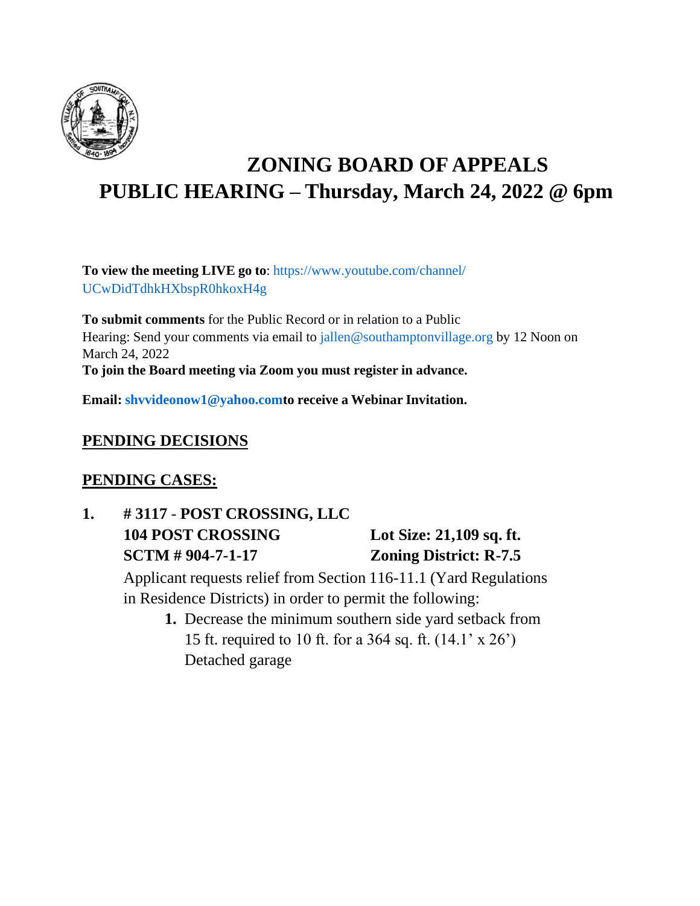# ZONING BOARD OF APPEALS
# PUBLIC HEARING – Thursday, March 24, 2022 @ 6pm

**To view the meeting LIVE go to**: https://www.youtube.com/channel/UCwDidTdhkHXbspR0hkoxH4g

**To submit comments** for the Public Record or in relation to a Public Hearing: Send your comments via email to jallen@southamptonvillage.org by 12 Noon on March 24, 2022

**To join the Board meeting via Zoom you must register in advance.**

**Email: shvvideonow1@yahoo.comto receive a Webinar Invitation.**

## PENDING DECISIONS

## PENDING CASES:

1. **# 3117 - POST CROSSING, LLC**

   **104 POST CROSSING** — **Lot Size: 21,109 sq. ft.**

   **SCTM # 904-7-1-17** — **Zoning District: R-7.5**

   Applicant requests relief from Section 116-11.1 (Yard Regulations in Residence Districts) in order to permit the following:

   1. Decrease the minimum southern side yard setback from 15 ft. required to 10 ft. for a 364 sq. ft. (14.1' x 26') Detached garage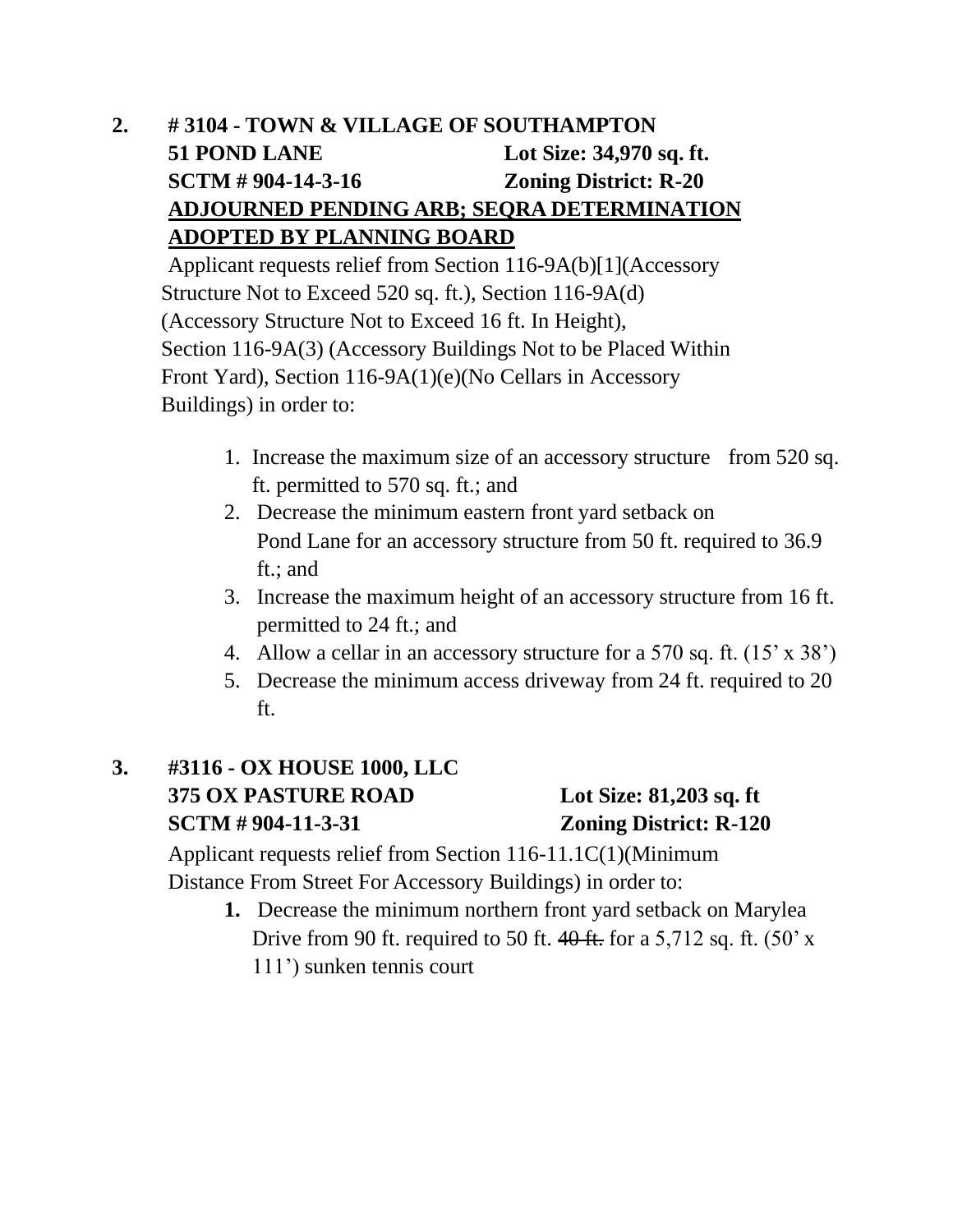**2. # 3104 - TOWN & VILLAGE OF SOUTHAMPTON**
**51 POND LANE** **Lot Size: 34,970 sq. ft.**
**SCTM # 904-14-3-16** **Zoning District: R-20**
<u>**ADJOURNED PENDING ARB; SEQRA DETERMINATION ADOPTED BY PLANNING BOARD**</u>

Applicant requests relief from Section 116-9A(b)[1](Accessory Structure Not to Exceed 520 sq. ft.), Section 116-9A(d) (Accessory Structure Not to Exceed 16 ft. In Height), Section 116-9A(3) (Accessory Buildings Not to be Placed Within Front Yard), Section 116-9A(1)(e)(No Cellars in Accessory Buildings) in order to:

1. Increase the maximum size of an accessory structure from 520 sq. ft. permitted to 570 sq. ft.; and
2. Decrease the minimum eastern front yard setback on Pond Lane for an accessory structure from 50 ft. required to 36.9 ft.; and
3. Increase the maximum height of an accessory structure from 16 ft. permitted to 24 ft.; and
4. Allow a cellar in an accessory structure for a 570 sq. ft. (15' x 38')
5. Decrease the minimum access driveway from 24 ft. required to 20 ft.

**3. #3116 - OX HOUSE 1000, LLC**
**375 OX PASTURE ROAD** **Lot Size: 81,203 sq. ft**
**SCTM # 904-11-3-31** **Zoning District: R-120**

Applicant requests relief from Section 116-11.1C(1)(Minimum Distance From Street For Accessory Buildings) in order to:

1. Decrease the minimum northern front yard setback on Marylea Drive from 90 ft. required to 50 ft. ~~40 ft.~~ for a 5,712 sq. ft. (50' x 111') sunken tennis court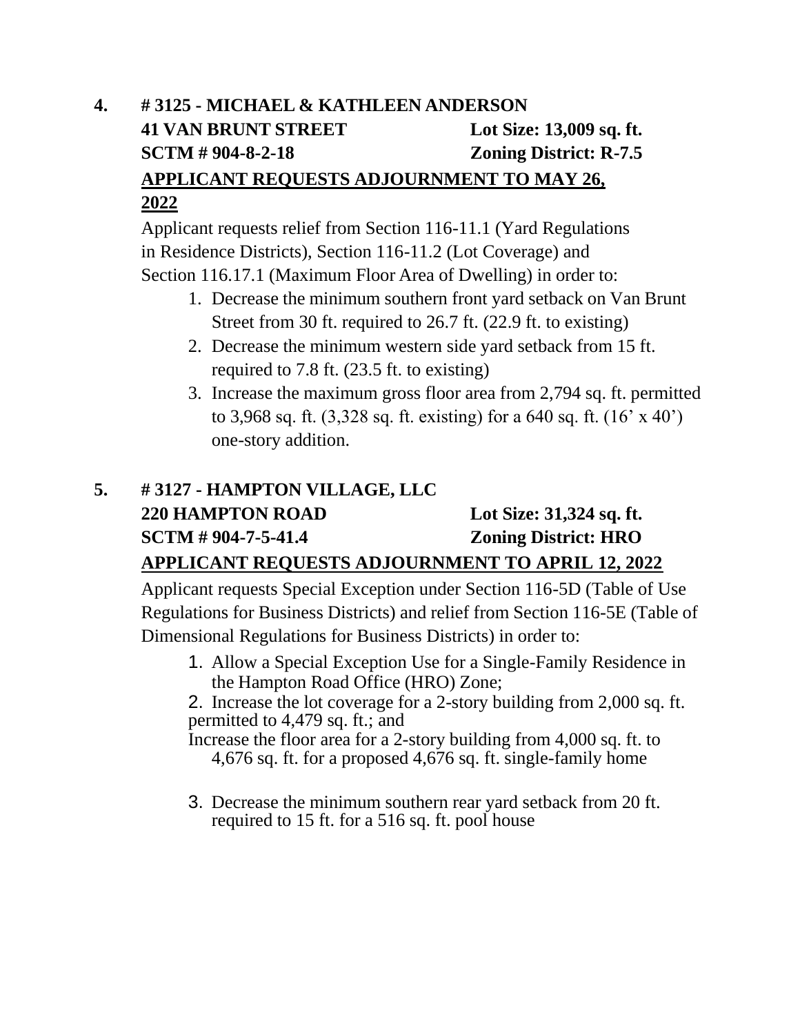**4. # 3125 - MICHAEL & KATHLEEN ANDERSON**

**41 VAN BRUNT STREET** **Lot Size: 13,009 sq. ft.**

**SCTM # 904-8-2-18** **Zoning District: R-7.5**

**APPLICANT REQUESTS ADJOURNMENT TO MAY 26, 2022**

Applicant requests relief from Section 116-11.1 (Yard Regulations in Residence Districts), Section 116-11.2 (Lot Coverage) and Section 116.17.1 (Maximum Floor Area of Dwelling) in order to:

1. Decrease the minimum southern front yard setback on Van Brunt Street from 30 ft. required to 26.7 ft. (22.9 ft. to existing)
2. Decrease the minimum western side yard setback from 15 ft. required to 7.8 ft. (23.5 ft. to existing)
3. Increase the maximum gross floor area from 2,794 sq. ft. permitted to 3,968 sq. ft. (3,328 sq. ft. existing) for a 640 sq. ft. (16' x 40') one-story addition.

**5. # 3127 - HAMPTON VILLAGE, LLC**

**220 HAMPTON ROAD** **Lot Size: 31,324 sq. ft.**

**SCTM # 904-7-5-41.4** **Zoning District: HRO**

**APPLICANT REQUESTS ADJOURNMENT TO APRIL 12, 2022**

Applicant requests Special Exception under Section 116-5D (Table of Use Regulations for Business Districts) and relief from Section 116-5E (Table of Dimensional Regulations for Business Districts) in order to:

1. Allow a Special Exception Use for a Single-Family Residence in the Hampton Road Office (HRO) Zone;
2. Increase the lot coverage for a 2-story building from 2,000 sq. ft. permitted to 4,479 sq. ft.; and
   Increase the floor area for a 2-story building from 4,000 sq. ft. to 4,676 sq. ft. for a proposed 4,676 sq. ft. single-family home
3. Decrease the minimum southern rear yard setback from 20 ft. required to 15 ft. for a 516 sq. ft. pool house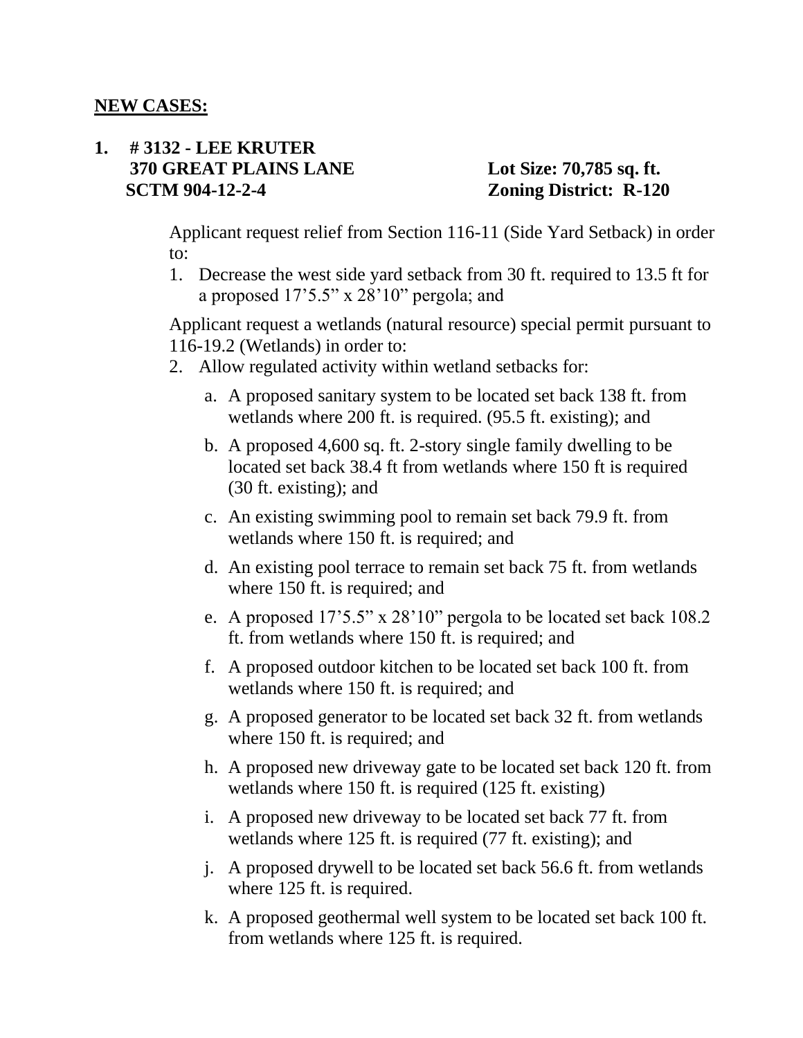**NEW CASES:**

**1. # 3132 - LEE KRUTER**
**370 GREAT PLAINS LANE** **Lot Size: 70,785 sq. ft.**
**SCTM 904-12-2-4** **Zoning District: R-120**

Applicant request relief from Section 116-11 (Side Yard Setback) in order to:

1. Decrease the west side yard setback from 30 ft. required to 13.5 ft for a proposed 17'5.5" x 28'10" pergola; and

Applicant request a wetlands (natural resource) special permit pursuant to 116-19.2 (Wetlands) in order to:

2. Allow regulated activity within wetland setbacks for:
   a. A proposed sanitary system to be located set back 138 ft. from wetlands where 200 ft. is required. (95.5 ft. existing); and
   b. A proposed 4,600 sq. ft. 2-story single family dwelling to be located set back 38.4 ft from wetlands where 150 ft is required (30 ft. existing); and
   c. An existing swimming pool to remain set back 79.9 ft. from wetlands where 150 ft. is required; and
   d. An existing pool terrace to remain set back 75 ft. from wetlands where 150 ft. is required; and
   e. A proposed 17'5.5" x 28'10" pergola to be located set back 108.2 ft. from wetlands where 150 ft. is required; and
   f. A proposed outdoor kitchen to be located set back 100 ft. from wetlands where 150 ft. is required; and
   g. A proposed generator to be located set back 32 ft. from wetlands where 150 ft. is required; and
   h. A proposed new driveway gate to be located set back 120 ft. from wetlands where 150 ft. is required (125 ft. existing)
   i. A proposed new driveway to be located set back 77 ft. from wetlands where 125 ft. is required (77 ft. existing); and
   j. A proposed drywell to be located set back 56.6 ft. from wetlands where 125 ft. is required.
   k. A proposed geothermal well system to be located set back 100 ft. from wetlands where 125 ft. is required.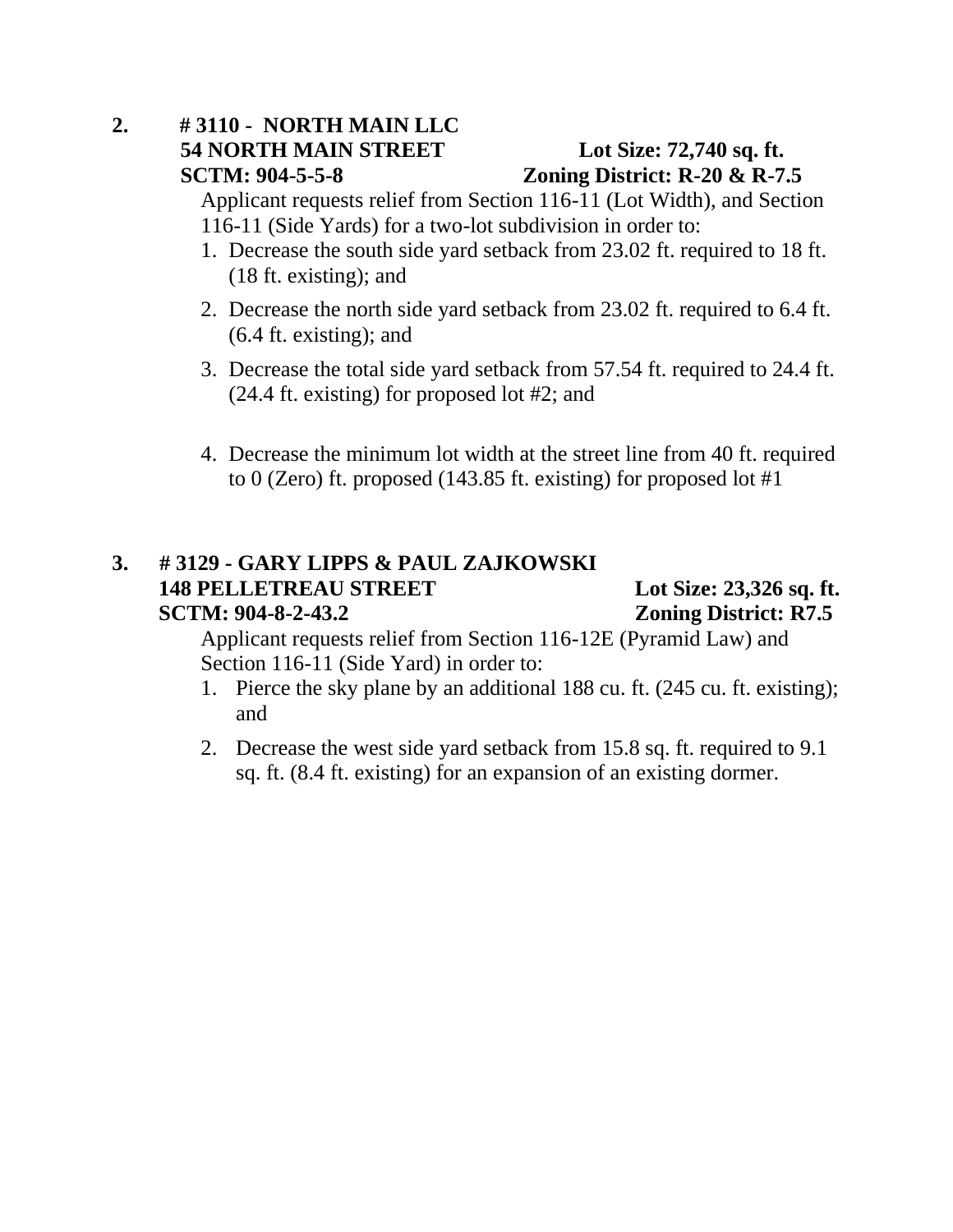2. **# 3110 - NORTH MAIN LLC**
   **54 NORTH MAIN STREET** **Lot Size: 72,740 sq. ft.**
   **SCTM: 904-5-5-8** **Zoning District: R-20 & R-7.5**

   Applicant requests relief from Section 116-11 (Lot Width), and Section 116-11 (Side Yards) for a two-lot subdivision in order to:

   1. Decrease the south side yard setback from 23.02 ft. required to 18 ft. (18 ft. existing); and
   2. Decrease the north side yard setback from 23.02 ft. required to 6.4 ft. (6.4 ft. existing); and
   3. Decrease the total side yard setback from 57.54 ft. required to 24.4 ft. (24.4 ft. existing) for proposed lot #2; and
   4. Decrease the minimum lot width at the street line from 40 ft. required to 0 (Zero) ft. proposed (143.85 ft. existing) for proposed lot #1

3. **# 3129 - GARY LIPPS & PAUL ZAJKOWSKI**
   **148 PELLETREAU STREET** **Lot Size: 23,326 sq. ft.**
   **SCTM: 904-8-2-43.2** **Zoning District: R7.5**

   Applicant requests relief from Section 116-12E (Pyramid Law) and Section 116-11 (Side Yard) in order to:

   1. Pierce the sky plane by an additional 188 cu. ft. (245 cu. ft. existing); and
   2. Decrease the west side yard setback from 15.8 sq. ft. required to 9.1 sq. ft. (8.4 ft. existing) for an expansion of an existing dormer.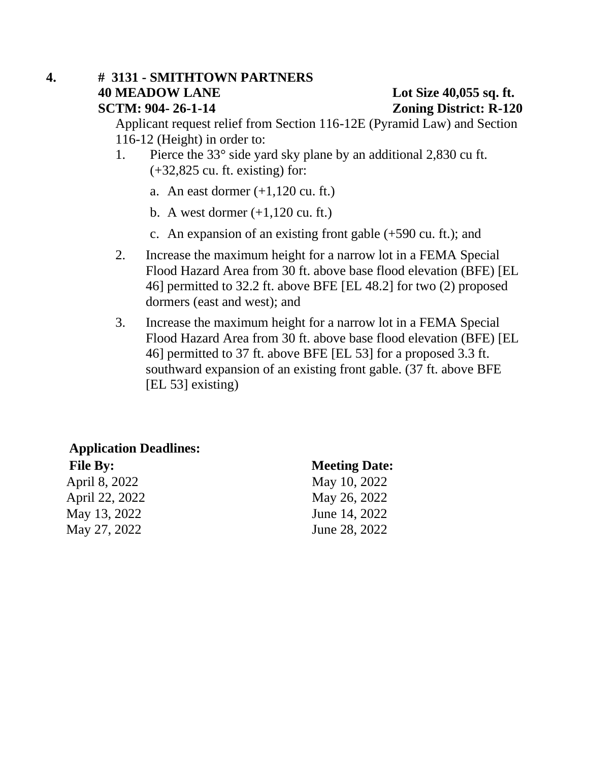**4. # 3131 - SMITHTOWN PARTNERS**

**40 MEADOW LANE** **Lot Size 40,055 sq. ft.**

**SCTM: 904- 26-1-14** **Zoning District: R-120**

Applicant request relief from Section 116-12E (Pyramid Law) and Section 116-12 (Height) in order to:

1. Pierce the 33° side yard sky plane by an additional 2,830 cu ft. (+32,825 cu. ft. existing) for:
   a. An east dormer (+1,120 cu. ft.)
   b. A west dormer (+1,120 cu. ft.)
   c. An expansion of an existing front gable (+590 cu. ft.); and
2. Increase the maximum height for a narrow lot in a FEMA Special Flood Hazard Area from 30 ft. above base flood elevation (BFE) [EL 46] permitted to 32.2 ft. above BFE [EL 48.2] for two (2) proposed dormers (east and west); and
3. Increase the maximum height for a narrow lot in a FEMA Special Flood Hazard Area from 30 ft. above base flood elevation (BFE) [EL 46] permitted to 37 ft. above BFE [EL 53] for a proposed 3.3 ft. southward expansion of an existing front gable. (37 ft. above BFE [EL 53] existing)

**Application Deadlines:**

| **File By:** | **Meeting Date:** |
|---|---|
| April 8, 2022 | May 10, 2022 |
| April 22, 2022 | May 26, 2022 |
| May 13, 2022 | June 14, 2022 |
| May 27, 2022 | June 28, 2022 |